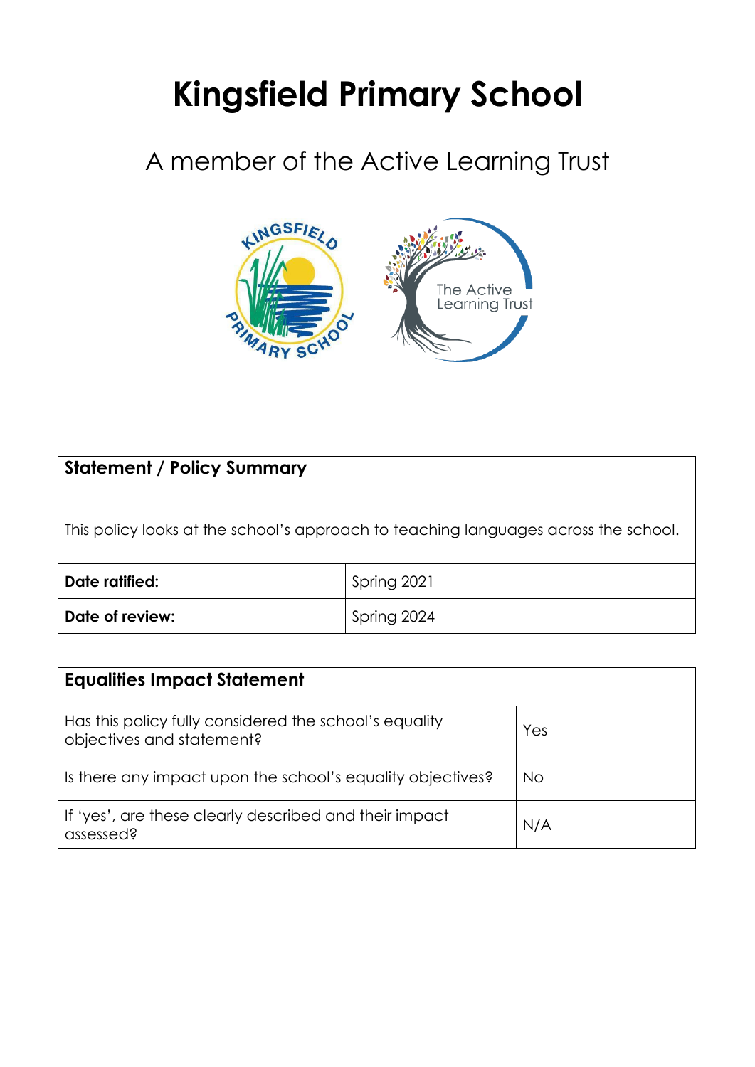# Kingsfield Primary School

A member of the Active Learning Trust

| **Statement / Policy Summary** | |
|---|---|
| This policy looks at the school's approach to teaching languages across the school. | |
| **Date ratified:** | Spring 2021 |
| **Date of review:** | Spring 2024 |

| **Equalities Impact Statement** | |
|---|---|
| Has this policy fully considered the school's equality objectives and statement? | Yes |
| Is there any impact upon the school's equality objectives? | No |
| If 'yes', are these clearly described and their impact assessed? | N/A |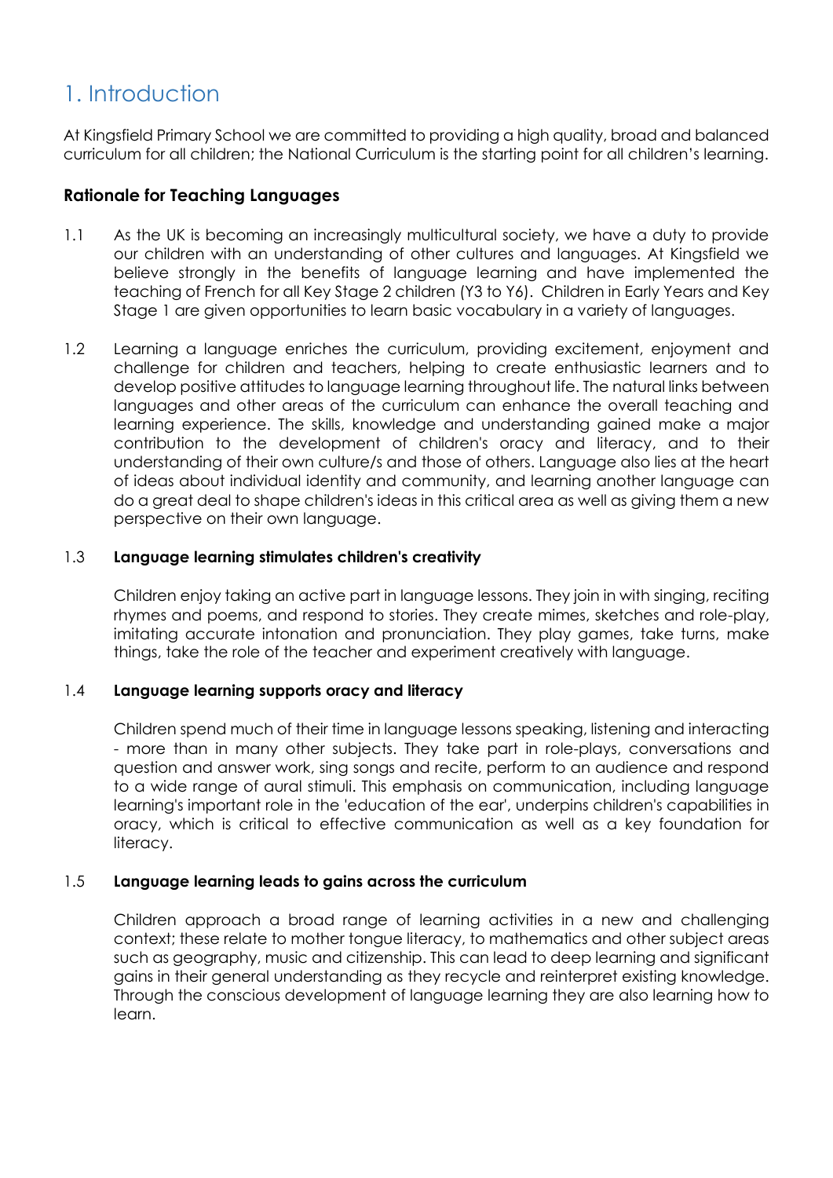# 1. Introduction

At Kingsfield Primary School we are committed to providing a high quality, broad and balanced curriculum for all children; the National Curriculum is the starting point for all children's learning.

### Rationale for Teaching Languages

1.1 As the UK is becoming an increasingly multicultural society, we have a duty to provide our children with an understanding of other cultures and languages. At Kingsfield we believe strongly in the benefits of language learning and have implemented the teaching of French for all Key Stage 2 children (Y3 to Y6). Children in Early Years and Key Stage 1 are given opportunities to learn basic vocabulary in a variety of languages.

1.2 Learning a language enriches the curriculum, providing excitement, enjoyment and challenge for children and teachers, helping to create enthusiastic learners and to develop positive attitudes to language learning throughout life. The natural links between languages and other areas of the curriculum can enhance the overall teaching and learning experience. The skills, knowledge and understanding gained make a major contribution to the development of children's oracy and literacy, and to their understanding of their own culture/s and those of others. Language also lies at the heart of ideas about individual identity and community, and learning another language can do a great deal to shape children's ideas in this critical area as well as giving them a new perspective on their own language.

1.3 **Language learning stimulates children's creativity**

Children enjoy taking an active part in language lessons. They join in with singing, reciting rhymes and poems, and respond to stories. They create mimes, sketches and role-play, imitating accurate intonation and pronunciation. They play games, take turns, make things, take the role of the teacher and experiment creatively with language.

1.4 **Language learning supports oracy and literacy**

Children spend much of their time in language lessons speaking, listening and interacting - more than in many other subjects. They take part in role-plays, conversations and question and answer work, sing songs and recite, perform to an audience and respond to a wide range of aural stimuli. This emphasis on communication, including language learning's important role in the 'education of the ear', underpins children's capabilities in oracy, which is critical to effective communication as well as a key foundation for literacy.

1.5 **Language learning leads to gains across the curriculum**

Children approach a broad range of learning activities in a new and challenging context; these relate to mother tongue literacy, to mathematics and other subject areas such as geography, music and citizenship. This can lead to deep learning and significant gains in their general understanding as they recycle and reinterpret existing knowledge. Through the conscious development of language learning they are also learning how to learn.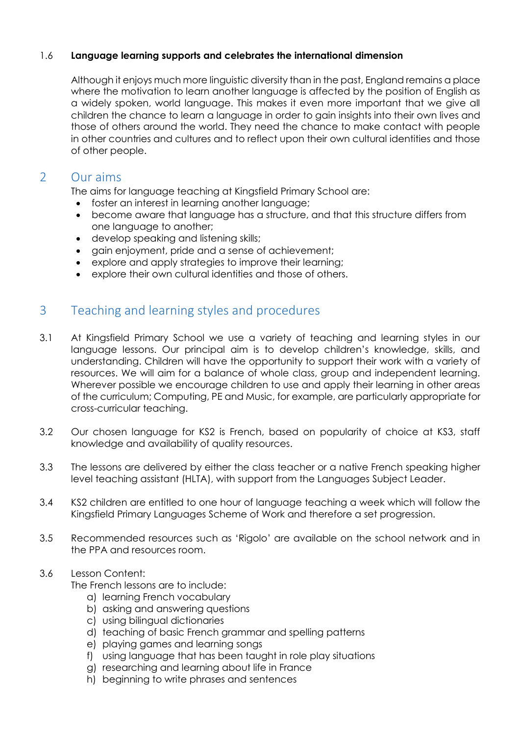### 1.6 Language learning supports and celebrates the international dimension

Although it enjoys much more linguistic diversity than in the past, England remains a place where the motivation to learn another language is affected by the position of English as a widely spoken, world language. This makes it even more important that we give all children the chance to learn a language in order to gain insights into their own lives and those of others around the world. They need the chance to make contact with people in other countries and cultures and to reflect upon their own cultural identities and those of other people.

## 2 Our aims

The aims for language teaching at Kingsfield Primary School are:

- foster an interest in learning another language;
- become aware that language has a structure, and that this structure differs from one language to another;
- develop speaking and listening skills;
- gain enjoyment, pride and a sense of achievement;
- explore and apply strategies to improve their learning;
- explore their own cultural identities and those of others.

## 3 Teaching and learning styles and procedures

3.1 At Kingsfield Primary School we use a variety of teaching and learning styles in our language lessons. Our principal aim is to develop children's knowledge, skills, and understanding. Children will have the opportunity to support their work with a variety of resources. We will aim for a balance of whole class, group and independent learning. Wherever possible we encourage children to use and apply their learning in other areas of the curriculum; Computing, PE and Music, for example, are particularly appropriate for cross-curricular teaching.

3.2 Our chosen language for KS2 is French, based on popularity of choice at KS3, staff knowledge and availability of quality resources.

3.3 The lessons are delivered by either the class teacher or a native French speaking higher level teaching assistant (HLTA), with support from the Languages Subject Leader.

3.4 KS2 children are entitled to one hour of language teaching a week which will follow the Kingsfield Primary Languages Scheme of Work and therefore a set progression.

3.5 Recommended resources such as 'Rigolo' are available on the school network and in the PPA and resources room.

3.6 Lesson Content:
The French lessons are to include:

a) learning French vocabulary
b) asking and answering questions
c) using bilingual dictionaries
d) teaching of basic French grammar and spelling patterns
e) playing games and learning songs
f) using language that has been taught in role play situations
g) researching and learning about life in France
h) beginning to write phrases and sentences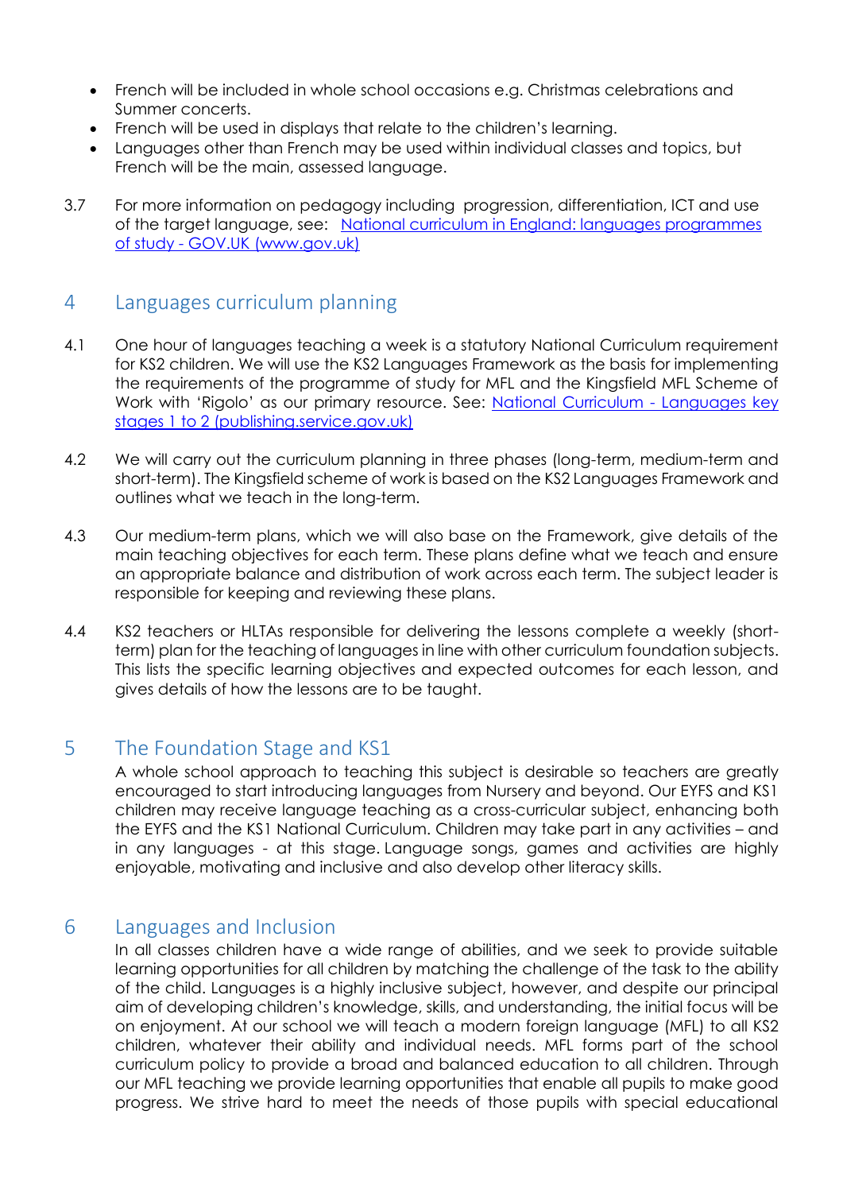- French will be included in whole school occasions e.g. Christmas celebrations and Summer concerts.
- French will be used in displays that relate to the children's learning.
- Languages other than French may be used within individual classes and topics, but French will be the main, assessed language.

3.7 For more information on pedagogy including progression, differentiation, ICT and use of the target language, see: [National curriculum in England: languages programmes of study - GOV.UK (www.gov.uk)]

## 4 Languages curriculum planning

4.1 One hour of languages teaching a week is a statutory National Curriculum requirement for KS2 children. We will use the KS2 Languages Framework as the basis for implementing the requirements of the programme of study for MFL and the Kingsfield MFL Scheme of Work with 'Rigolo' as our primary resource. See: [National Curriculum - Languages key stages 1 to 2 (publishing.service.gov.uk)]

4.2 We will carry out the curriculum planning in three phases (long-term, medium-term and short-term). The Kingsfield scheme of work is based on the KS2 Languages Framework and outlines what we teach in the long-term.

4.3 Our medium-term plans, which we will also base on the Framework, give details of the main teaching objectives for each term. These plans define what we teach and ensure an appropriate balance and distribution of work across each term. The subject leader is responsible for keeping and reviewing these plans.

4.4 KS2 teachers or HLTAs responsible for delivering the lessons complete a weekly (short-term) plan for the teaching of languages in line with other curriculum foundation subjects. This lists the specific learning objectives and expected outcomes for each lesson, and gives details of how the lessons are to be taught.

## 5 The Foundation Stage and KS1

A whole school approach to teaching this subject is desirable so teachers are greatly encouraged to start introducing languages from Nursery and beyond. Our EYFS and KS1 children may receive language teaching as a cross-curricular subject, enhancing both the EYFS and the KS1 National Curriculum. Children may take part in any activities – and in any languages - at this stage. Language songs, games and activities are highly enjoyable, motivating and inclusive and also develop other literacy skills.

## 6 Languages and Inclusion

In all classes children have a wide range of abilities, and we seek to provide suitable learning opportunities for all children by matching the challenge of the task to the ability of the child. Languages is a highly inclusive subject, however, and despite our principal aim of developing children's knowledge, skills, and understanding, the initial focus will be on enjoyment. At our school we will teach a modern foreign language (MFL) to all KS2 children, whatever their ability and individual needs. MFL forms part of the school curriculum policy to provide a broad and balanced education to all children. Through our MFL teaching we provide learning opportunities that enable all pupils to make good progress. We strive hard to meet the needs of those pupils with special educational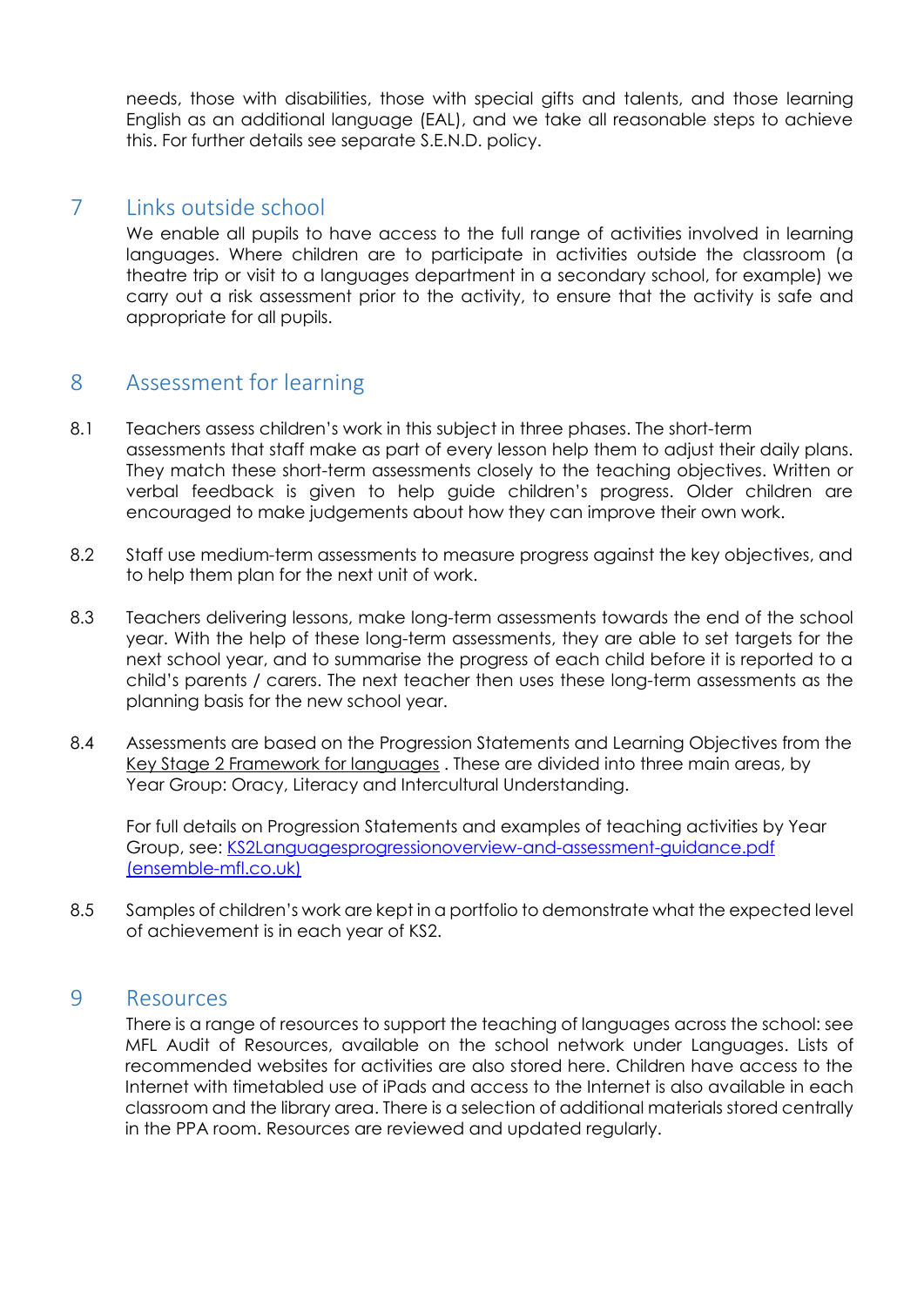needs, those with disabilities, those with special gifts and talents, and those learning English as an additional language (EAL), and we take all reasonable steps to achieve this. For further details see separate S.E.N.D. policy.

## 7 Links outside school

We enable all pupils to have access to the full range of activities involved in learning languages. Where children are to participate in activities outside the classroom (a theatre trip or visit to a languages department in a secondary school, for example) we carry out a risk assessment prior to the activity, to ensure that the activity is safe and appropriate for all pupils.

## 8 Assessment for learning

8.1 Teachers assess children's work in this subject in three phases. The short-term assessments that staff make as part of every lesson help them to adjust their daily plans. They match these short-term assessments closely to the teaching objectives. Written or verbal feedback is given to help guide children's progress. Older children are encouraged to make judgements about how they can improve their own work.

8.2 Staff use medium-term assessments to measure progress against the key objectives, and to help them plan for the next unit of work.

8.3 Teachers delivering lessons, make long-term assessments towards the end of the school year. With the help of these long-term assessments, they are able to set targets for the next school year, and to summarise the progress of each child before it is reported to a child's parents / carers. The next teacher then uses these long-term assessments as the planning basis for the new school year.

8.4 Assessments are based on the Progression Statements and Learning Objectives from the Key Stage 2 Framework for languages . These are divided into three main areas, by Year Group: Oracy, Literacy and Intercultural Understanding.

For full details on Progression Statements and examples of teaching activities by Year Group, see: KS2Languagesprogressionoverview-and-assessment-guidance.pdf (ensemble-mfl.co.uk)

8.5 Samples of children's work are kept in a portfolio to demonstrate what the expected level of achievement is in each year of KS2.

## 9 Resources

There is a range of resources to support the teaching of languages across the school: see MFL Audit of Resources, available on the school network under Languages. Lists of recommended websites for activities are also stored here. Children have access to the Internet with timetabled use of iPads and access to the Internet is also available in each classroom and the library area. There is a selection of additional materials stored centrally in the PPA room. Resources are reviewed and updated regularly.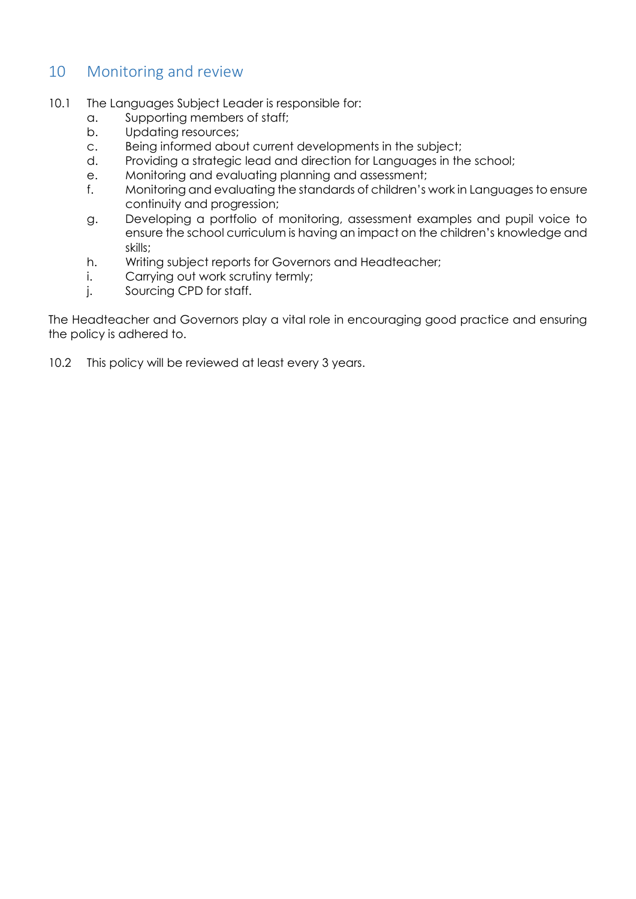## 10 Monitoring and review

10.1 The Languages Subject Leader is responsible for:

a. Supporting members of staff;
b. Updating resources;
c. Being informed about current developments in the subject;
d. Providing a strategic lead and direction for Languages in the school;
e. Monitoring and evaluating planning and assessment;
f. Monitoring and evaluating the standards of children's work in Languages to ensure continuity and progression;
g. Developing a portfolio of monitoring, assessment examples and pupil voice to ensure the school curriculum is having an impact on the children's knowledge and skills;
h. Writing subject reports for Governors and Headteacher;
i. Carrying out work scrutiny termly;
j. Sourcing CPD for staff.

The Headteacher and Governors play a vital role in encouraging good practice and ensuring the policy is adhered to.

10.2 This policy will be reviewed at least every 3 years.